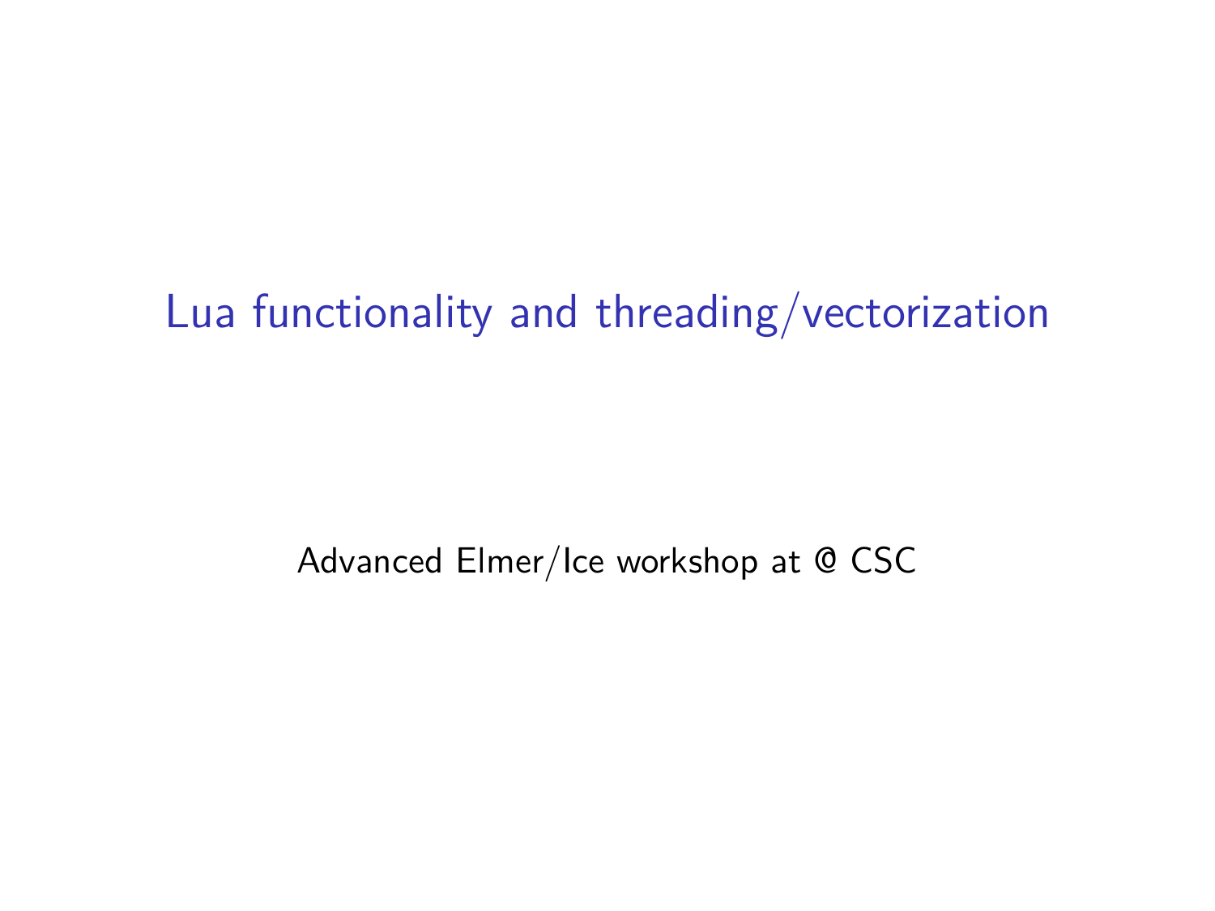# Lua functionality and threading/vectorization

Advanced Elmer/Ice workshop at @ CSC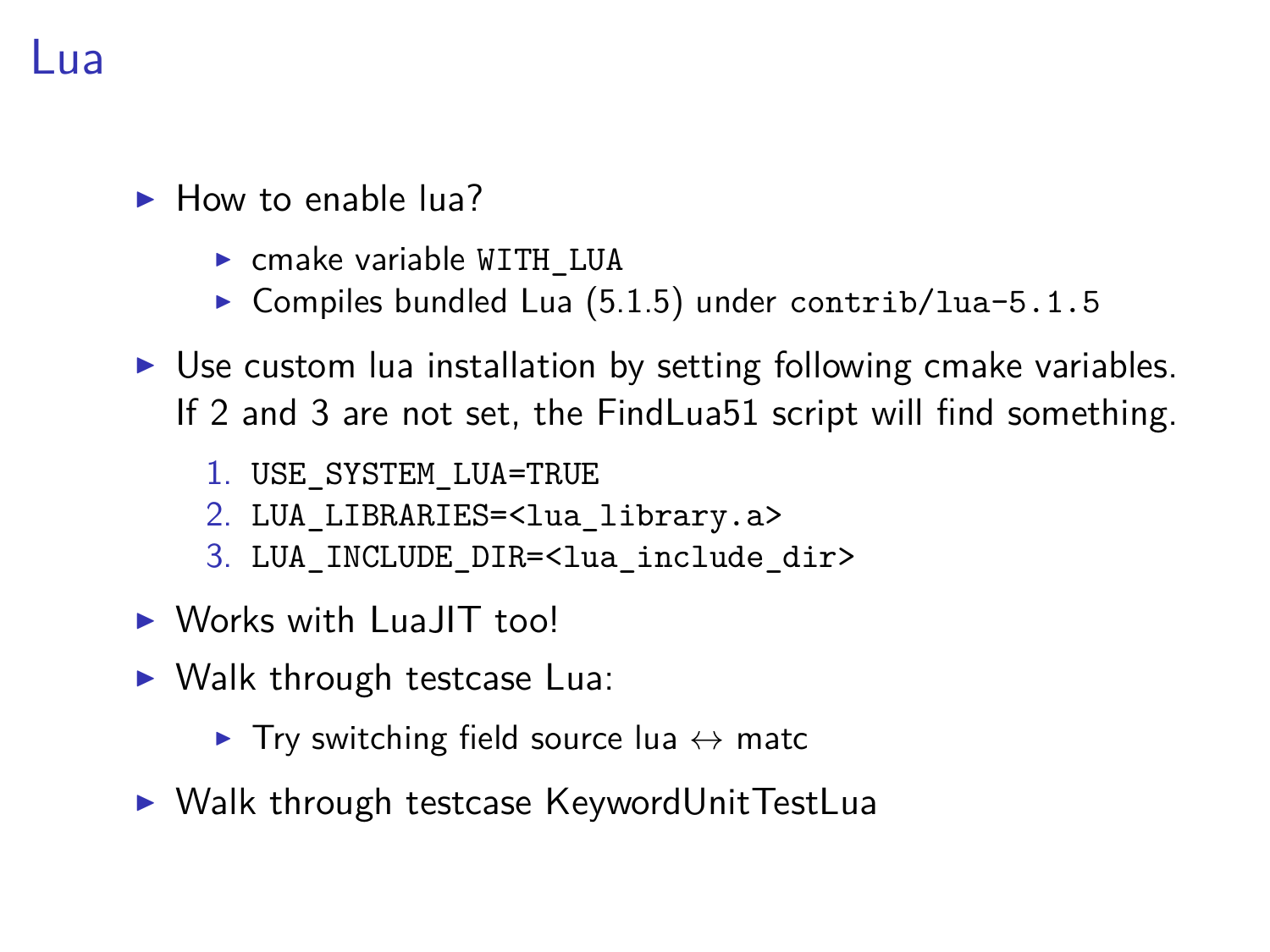# Lua

- How to enable lua?
  - cmake variable `WITH_LUA`
  - Compiles bundled Lua (5.1.5) under `contrib/lua-5.1.5`
- Use custom lua installation by setting following cmake variables. If 2 and 3 are not set, the FindLua51 script will find something.
  1. `USE_SYSTEM_LUA=TRUE`
  2. `LUA_LIBRARIES=<lua_library.a>`
  3. `LUA_INCLUDE_DIR=<lua_include_dir>`
- Works with LuaJIT too!
- Walk through testcase Lua:
  - Try switching field source lua ↔ matc
- Walk through testcase KeywordUnitTestLua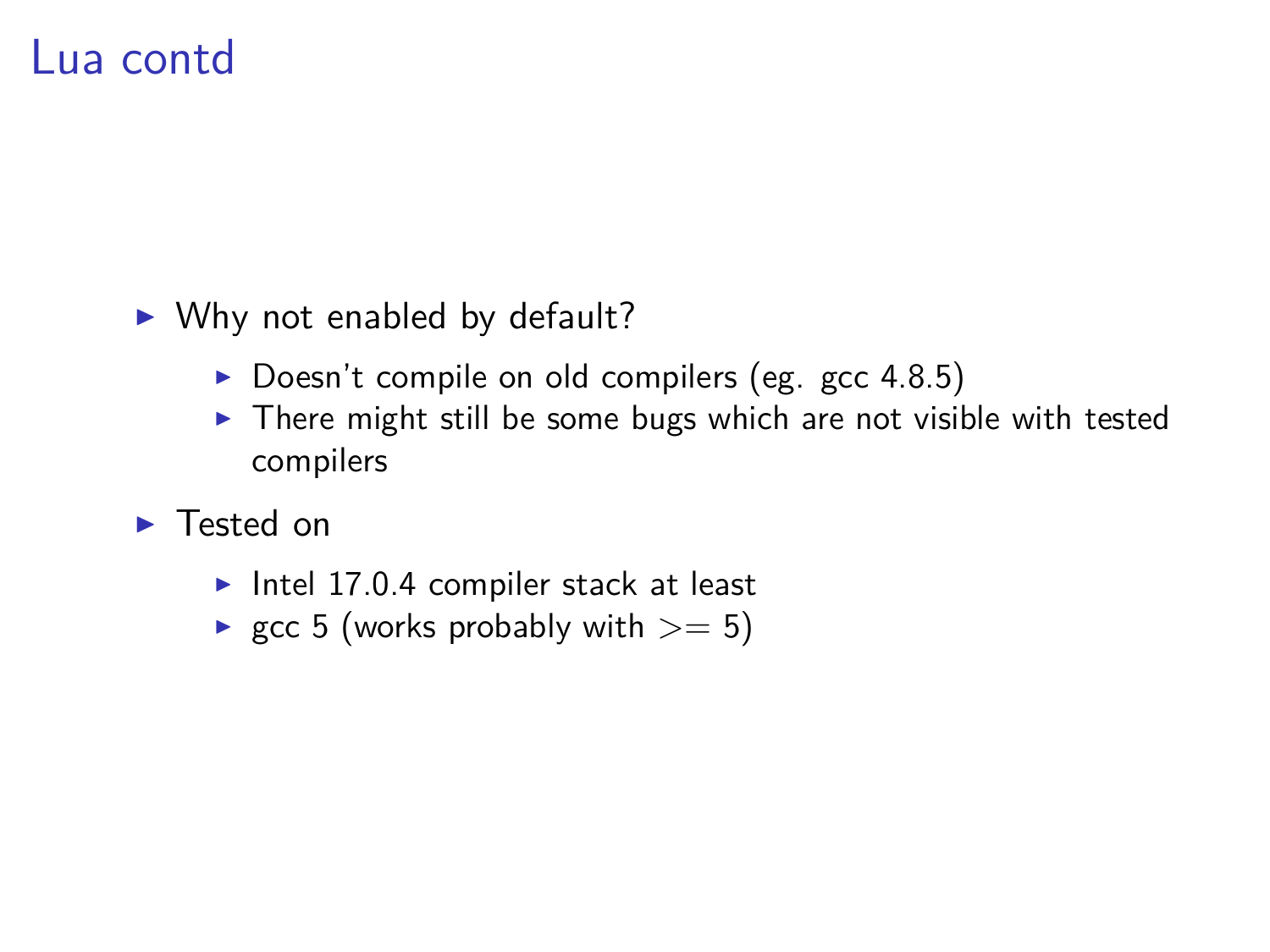# Lua contd

- Why not enabled by default?
  - Doesn't compile on old compilers (eg. gcc 4.8.5)
  - There might still be some bugs which are not visible with tested compilers
- Tested on
  - Intel 17.0.4 compiler stack at least
  - gcc 5 (works probably with >= 5)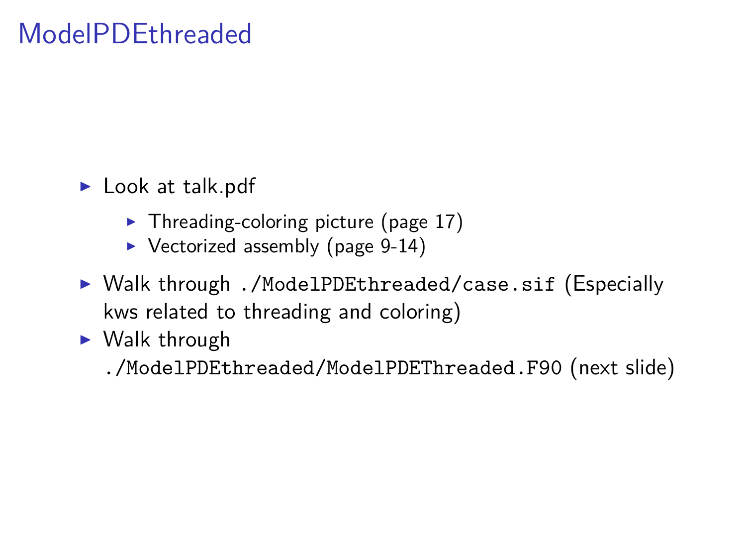# ModelPDEthreaded

- Look at talk.pdf
  - Threading-coloring picture (page 17)
  - Vectorized assembly (page 9-14)
- Walk through `./ModelPDEthreaded/case.sif` (Especially kws related to threading and coloring)
- Walk through `./ModelPDEthreaded/ModelPDEThreaded.F90` (next slide)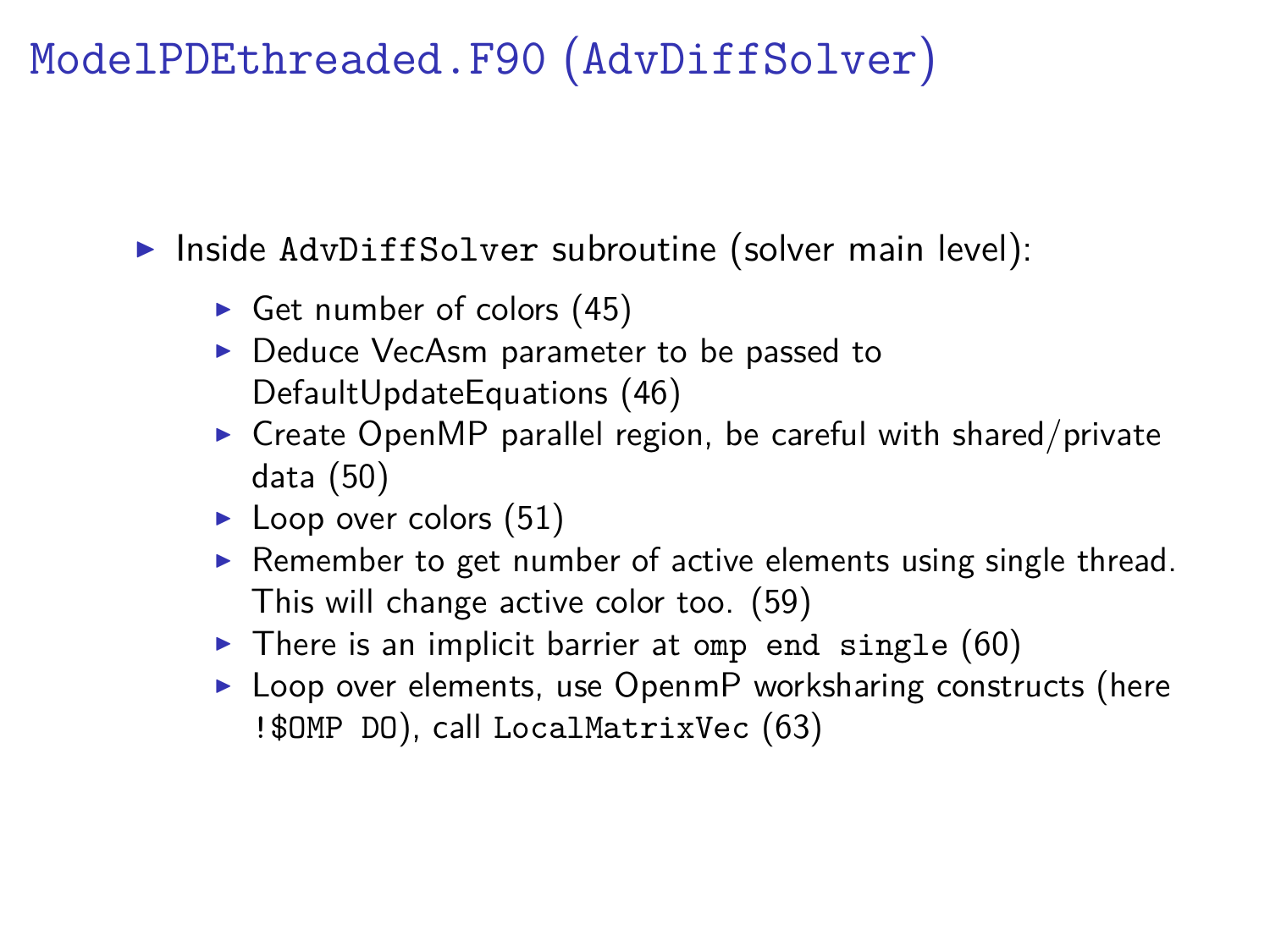# `ModelPDEthreaded.F90` (`AdvDiffSolver`)

- Inside `AdvDiffSolver` subroutine (solver main level):
  - Get number of colors (45)
  - Deduce VecAsm parameter to be passed to DefaultUpdateEquations (46)
  - Create OpenMP parallel region, be careful with shared/private data (50)
  - Loop over colors (51)
  - Remember to get number of active elements using single thread. This will change active color too. (59)
  - There is an implicit barrier at `omp end single` (60)
  - Loop over elements, use OpenmP worksharing constructs (here `!$OMP DO`), call `LocalMatrixVec` (63)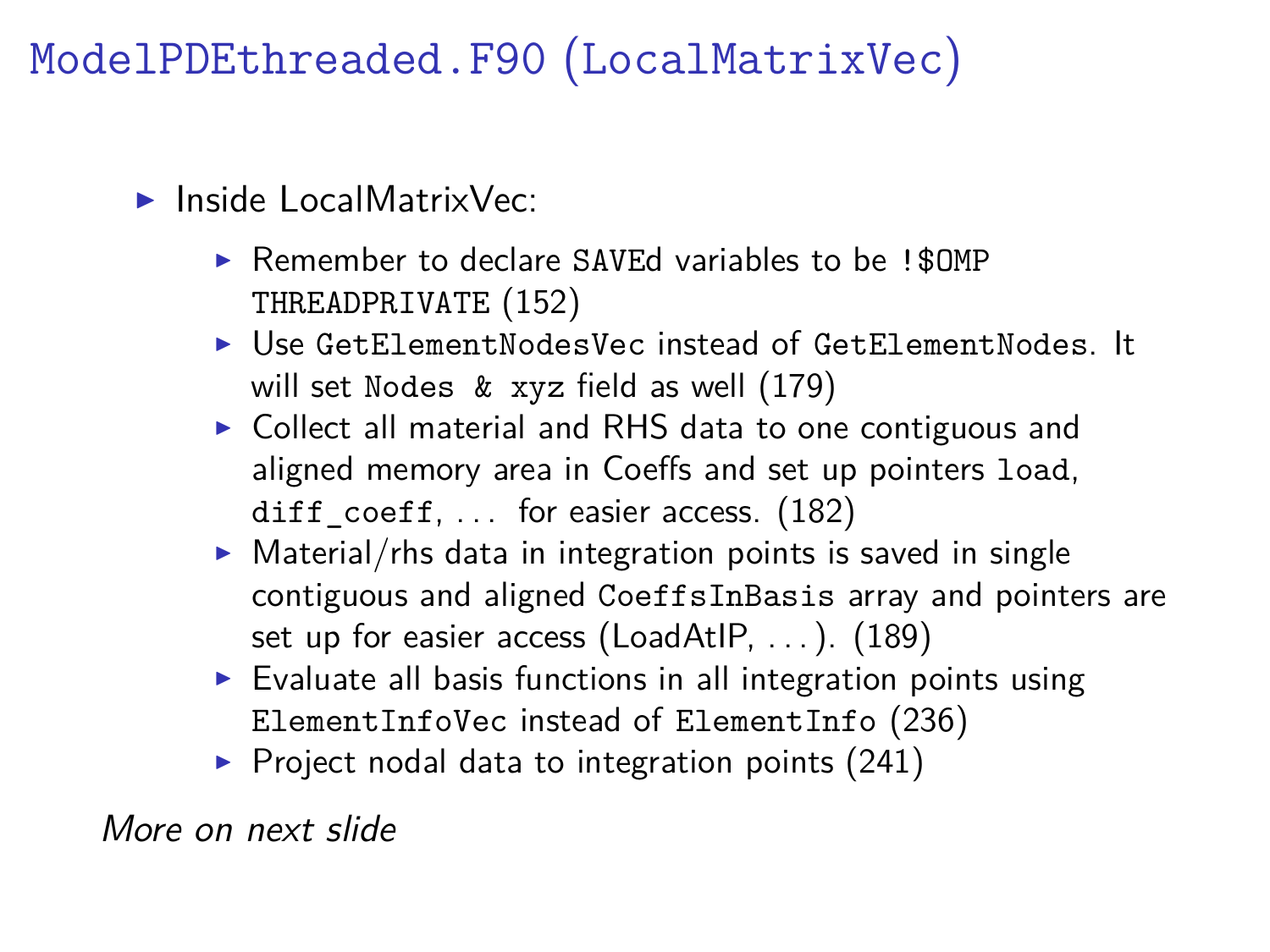# `ModelPDEthreaded.F90` (`LocalMatrixVec`)

- Inside LocalMatrixVec:
  - Remember to declare `SAVE`d variables to be `!$OMP THREADPRIVATE` (152)
  - Use `GetElementNodesVec` instead of `GetElementNodes`. It will set `Nodes % xyz` field as well (179)
  - Collect all material and RHS data to one contiguous and aligned memory area in Coeffs and set up pointers `load`, `diff_coeff`, ... for easier access. (182)
  - Material/rhs data in integration points is saved in single contiguous and aligned `CoeffsInBasis` array and pointers are set up for easier access (LoadAtIP, ...). (189)
  - Evaluate all basis functions in all integration points using `ElementInfoVec` instead of `ElementInfo` (236)
  - Project nodal data to integration points (241)

*More on next slide*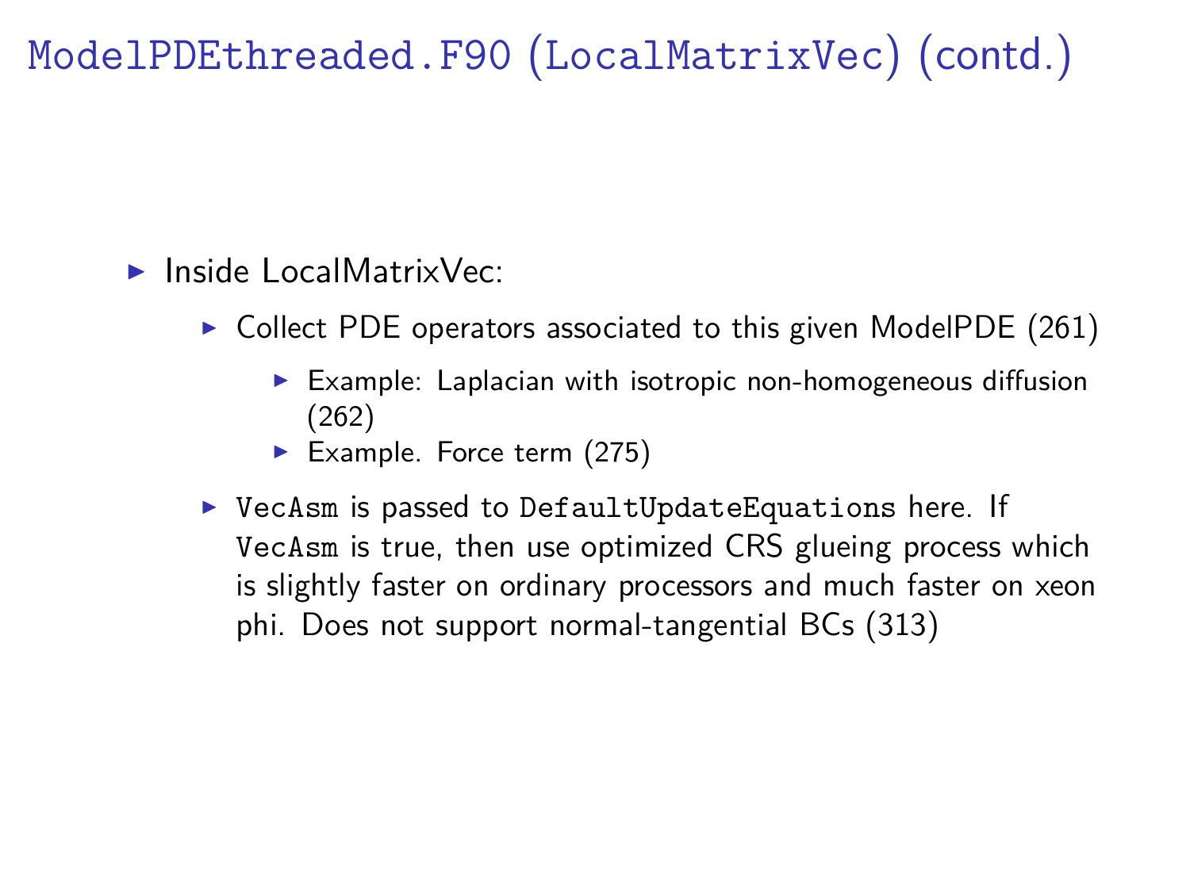# ModelPDEthreaded.F90 (LocalMatrixVec) (contd.)

- Inside LocalMatrixVec:
  - Collect PDE operators associated to this given ModelPDE (261)
    - Example: Laplacian with isotropic non-homogeneous diffusion (262)
    - Example. Force term (275)
  - `VecAsm` is passed to `DefaultUpdateEquations` here. If `VecAsm` is true, then use optimized CRS glueing process which is slightly faster on ordinary processors and much faster on xeon phi. Does not support normal-tangential BCs (313)